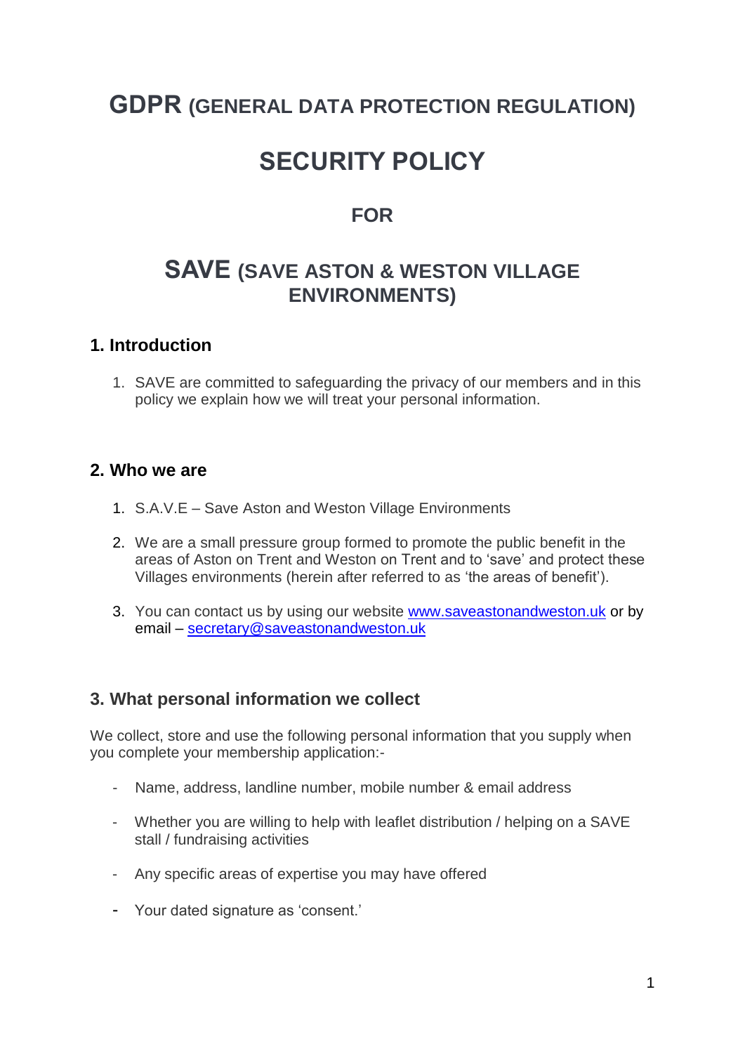# GDPR (GENERAL DATA PROTECTION REGULATION)

# SECURITY POLICY

## FOR

# SAVE (SAVE ASTON & WESTON VILLAGE ENVIRONMENTS)

## 1. Introduction

1. SAVE are committed to safeguarding the privacy of our members and in this policy we explain how we will treat your personal information.

## 2. Who we are

1. S.A.V.E – Save Aston and Weston Village Environments
2. We are a small pressure group formed to promote the public benefit in the areas of Aston on Trent and Weston on Trent and to 'save' and protect these Villages environments (herein after referred to as 'the areas of benefit').
3. You can contact us by using our website www.saveastonandweston.uk or by email – secretary@saveastonandweston.uk

## 3. What personal information we collect

We collect, store and use the following personal information that you supply when you complete your membership application:-

- Name, address, landline number, mobile number & email address
- Whether you are willing to help with leaflet distribution / helping on a SAVE stall / fundraising activities
- Any specific areas of expertise you may have offered
- Your dated signature as 'consent.'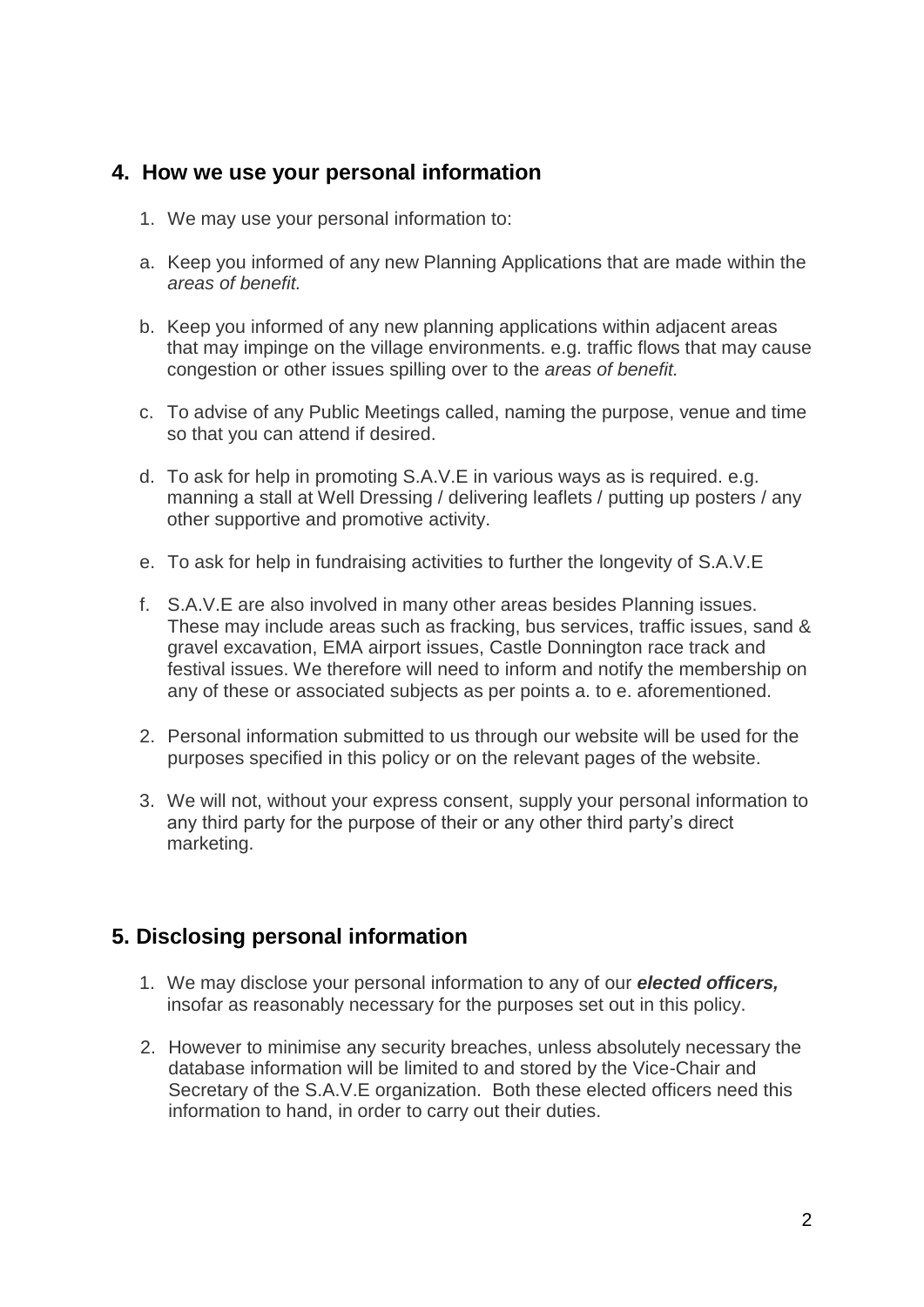## 4. How we use your personal information

1. We may use your personal information to:

a. Keep you informed of any new Planning Applications that are made within the *areas of benefit.*

b. Keep you informed of any new planning applications within adjacent areas that may impinge on the village environments. e.g. traffic flows that may cause congestion or other issues spilling over to the *areas of benefit.*

c. To advise of any Public Meetings called, naming the purpose, venue and time so that you can attend if desired.

d. To ask for help in promoting S.A.V.E in various ways as is required. e.g. manning a stall at Well Dressing / delivering leaflets / putting up posters / any other supportive and promotive activity.

e. To ask for help in fundraising activities to further the longevity of S.A.V.E

f. S.A.V.E are also involved in many other areas besides Planning issues. These may include areas such as fracking, bus services, traffic issues, sand & gravel excavation, EMA airport issues, Castle Donnington race track and festival issues. We therefore will need to inform and notify the membership on any of these or associated subjects as per points a. to e. aforementioned.

2. Personal information submitted to us through our website will be used for the purposes specified in this policy or on the relevant pages of the website.

3. We will not, without your express consent, supply your personal information to any third party for the purpose of their or any other third party's direct marketing.

## 5. Disclosing personal information

1. We may disclose your personal information to any of our ***elected officers,*** insofar as reasonably necessary for the purposes set out in this policy.

2. However to minimise any security breaches, unless absolutely necessary the database information will be limited to and stored by the Vice-Chair and Secretary of the S.A.V.E organization. Both these elected officers need this information to hand, in order to carry out their duties.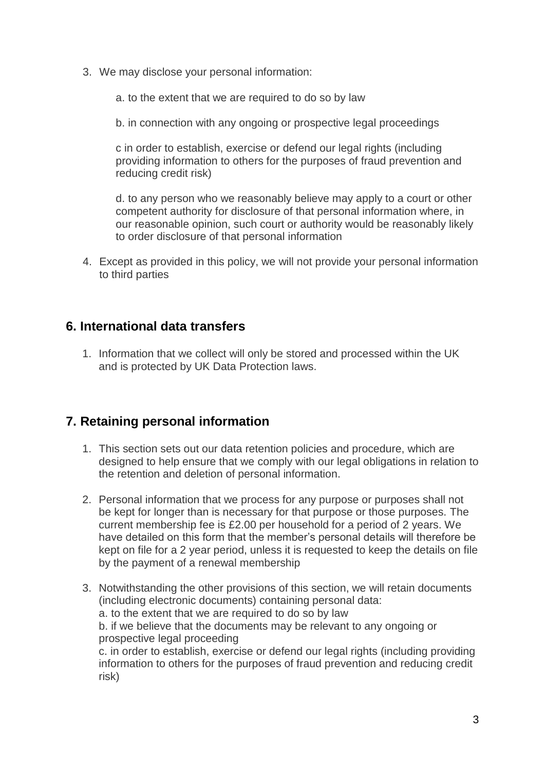3. We may disclose your personal information:

   a. to the extent that we are required to do so by law

   b. in connection with any ongoing or prospective legal proceedings

   c in order to establish, exercise or defend our legal rights (including providing information to others for the purposes of fraud prevention and reducing credit risk)

   d. to any person who we reasonably believe may apply to a court or other competent authority for disclosure of that personal information where, in our reasonable opinion, such court or authority would be reasonably likely to order disclosure of that personal information

4. Except as provided in this policy, we will not provide your personal information to third parties

## 6. International data transfers

1. Information that we collect will only be stored and processed within the UK and is protected by UK Data Protection laws.

## 7. Retaining personal information

1. This section sets out our data retention policies and procedure, which are designed to help ensure that we comply with our legal obligations in relation to the retention and deletion of personal information.

2. Personal information that we process for any purpose or purposes shall not be kept for longer than is necessary for that purpose or those purposes. The current membership fee is £2.00 per household for a period of 2 years. We have detailed on this form that the member's personal details will therefore be kept on file for a 2 year period, unless it is requested to keep the details on file by the payment of a renewal membership

3. Notwithstanding the other provisions of this section, we will retain documents (including electronic documents) containing personal data:
   a. to the extent that we are required to do so by law
   b. if we believe that the documents may be relevant to any ongoing or prospective legal proceeding
   c. in order to establish, exercise or defend our legal rights (including providing information to others for the purposes of fraud prevention and reducing credit risk)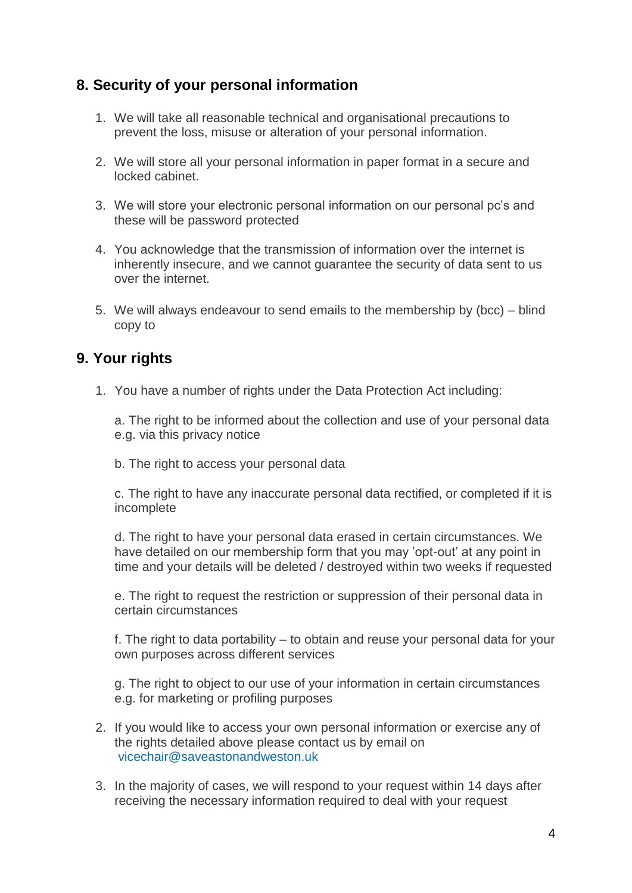## 8. Security of your personal information

1. We will take all reasonable technical and organisational precautions to prevent the loss, misuse or alteration of your personal information.

2. We will store all your personal information in paper format in a secure and locked cabinet.

3. We will store your electronic personal information on our personal pc's and these will be password protected

4. You acknowledge that the transmission of information over the internet is inherently insecure, and we cannot guarantee the security of data sent to us over the internet.

5. We will always endeavour to send emails to the membership by (bcc) – blind copy to

## 9. Your rights

1. You have a number of rights under the Data Protection Act including:

   a. The right to be informed about the collection and use of your personal data e.g. via this privacy notice

   b. The right to access your personal data

   c. The right to have any inaccurate personal data rectified, or completed if it is incomplete

   d. The right to have your personal data erased in certain circumstances. We have detailed on our membership form that you may 'opt-out' at any point in time and your details will be deleted / destroyed within two weeks if requested

   e. The right to request the restriction or suppression of their personal data in certain circumstances

   f. The right to data portability – to obtain and reuse your personal data for your own purposes across different services

   g. The right to object to our use of your information in certain circumstances e.g. for marketing or profiling purposes

2. If you would like to access your own personal information or exercise any of the rights detailed above please contact us by email on vicechair@saveastonandweston.uk

3. In the majority of cases, we will respond to your request within 14 days after receiving the necessary information required to deal with your request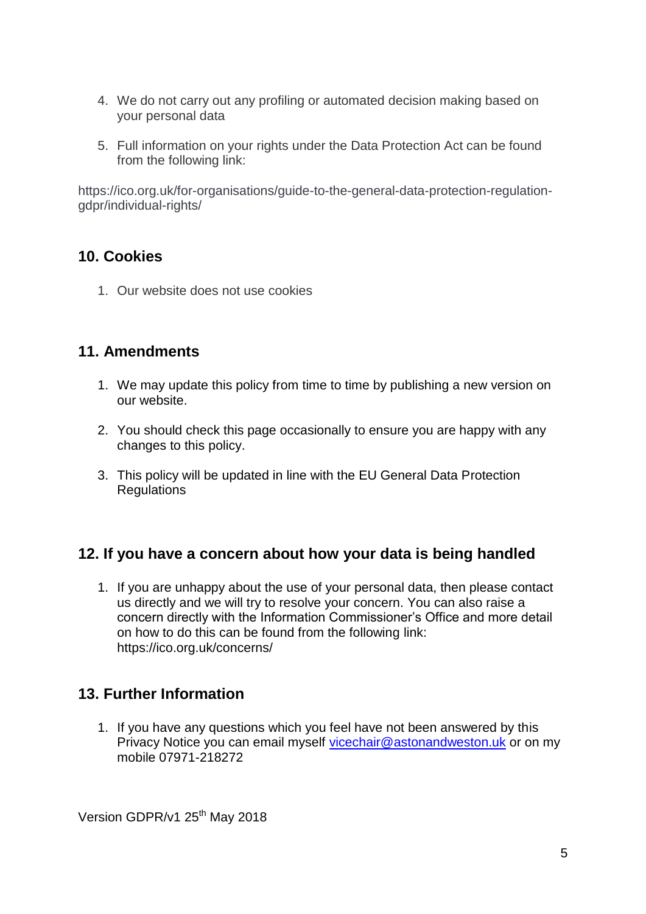4. We do not carry out any profiling or automated decision making based on your personal data

5. Full information on your rights under the Data Protection Act can be found from the following link:

https://ico.org.uk/for-organisations/guide-to-the-general-data-protection-regulation-gdpr/individual-rights/

## 10. Cookies

1. Our website does not use cookies

## 11. Amendments

1. We may update this policy from time to time by publishing a new version on our website.

2. You should check this page occasionally to ensure you are happy with any changes to this policy.

3. This policy will be updated in line with the EU General Data Protection Regulations

## 12. If you have a concern about how your data is being handled

1. If you are unhappy about the use of your personal data, then please contact us directly and we will try to resolve your concern. You can also raise a concern directly with the Information Commissioner's Office and more detail on how to do this can be found from the following link: https://ico.org.uk/concerns/

## 13. Further Information

1. If you have any questions which you feel have not been answered by this Privacy Notice you can email myself vicechair@astonandweston.uk or on my mobile 07971-218272

Version GDPR/v1 25th May 2018